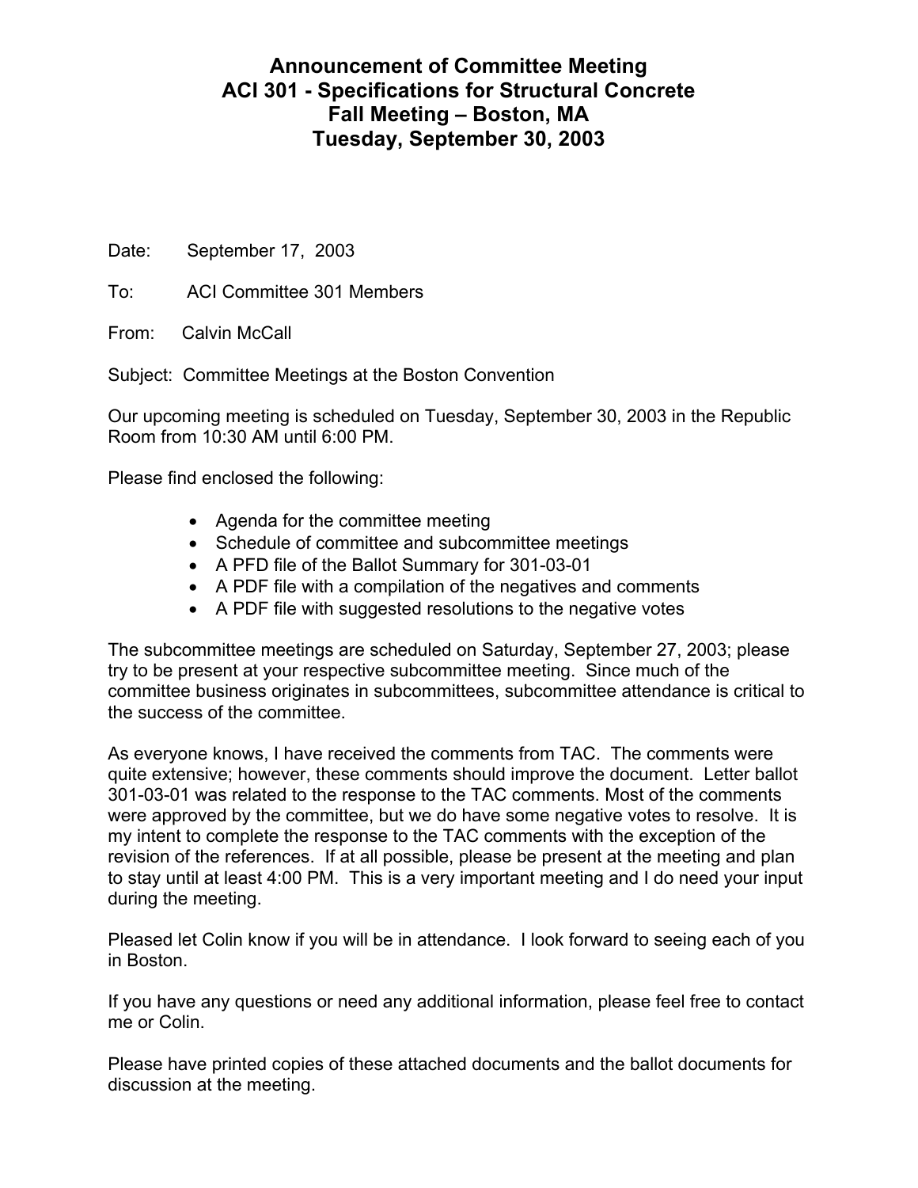# Announcement of Committee Meeting
# ACI 301 - Specifications for Structural Concrete
# Fall Meeting – Boston, MA
# Tuesday, September 30, 2003

Date: September 17, 2003

To: ACI Committee 301 Members

From: Calvin McCall

Subject: Committee Meetings at the Boston Convention

Our upcoming meeting is scheduled on Tuesday, September 30, 2003 in the Republic Room from 10:30 AM until 6:00 PM.

Please find enclosed the following:

- Agenda for the committee meeting
- Schedule of committee and subcommittee meetings
- A PFD file of the Ballot Summary for 301-03-01
- A PDF file with a compilation of the negatives and comments
- A PDF file with suggested resolutions to the negative votes

The subcommittee meetings are scheduled on Saturday, September 27, 2003; please try to be present at your respective subcommittee meeting. Since much of the committee business originates in subcommittees, subcommittee attendance is critical to the success of the committee.

As everyone knows, I have received the comments from TAC. The comments were quite extensive; however, these comments should improve the document. Letter ballot 301-03-01 was related to the response to the TAC comments. Most of the comments were approved by the committee, but we do have some negative votes to resolve. It is my intent to complete the response to the TAC comments with the exception of the revision of the references. If at all possible, please be present at the meeting and plan to stay until at least 4:00 PM. This is a very important meeting and I do need your input during the meeting.

Pleased let Colin know if you will be in attendance. I look forward to seeing each of you in Boston.

If you have any questions or need any additional information, please feel free to contact me or Colin.

Please have printed copies of these attached documents and the ballot documents for discussion at the meeting.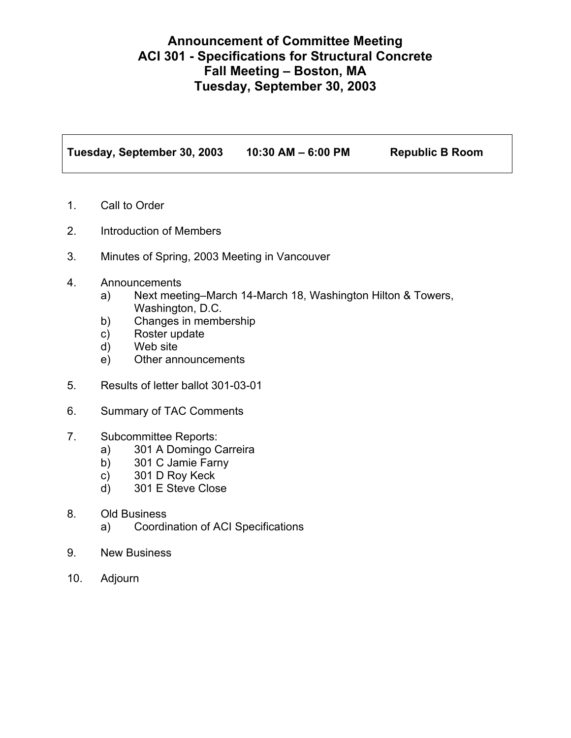# Announcement of Committee Meeting
# ACI 301 - Specifications for Structural Concrete
# Fall Meeting – Boston, MA
# Tuesday, September 30, 2003

| **Tuesday, September 30, 2003** | **10:30 AM – 6:00 PM** | **Republic B Room** |
|---|---|---|

1. Call to Order

2. Introduction of Members

3. Minutes of Spring, 2003 Meeting in Vancouver

4. Announcements
   a) Next meeting–March 14-March 18, Washington Hilton & Towers, Washington, D.C.
   b) Changes in membership
   c) Roster update
   d) Web site
   e) Other announcements

5. Results of letter ballot 301-03-01

6. Summary of TAC Comments

7. Subcommittee Reports:
   a) 301 A Domingo Carreira
   b) 301 C Jamie Farny
   c) 301 D Roy Keck
   d) 301 E Steve Close

8. Old Business
   a) Coordination of ACI Specifications

9. New Business

10. Adjourn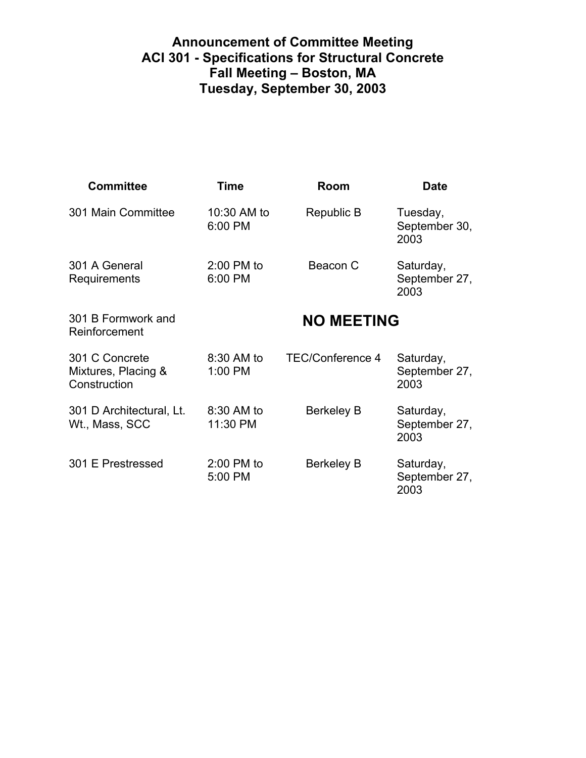# Announcement of Committee Meeting
# ACI 301 - Specifications for Structural Concrete
# Fall Meeting – Boston, MA
# Tuesday, September 30, 2003

| Committee | Time | Room | Date |
|---|---|---|---|
| 301 Main Committee | 10:30 AM to 6:00 PM | Republic B | Tuesday, September 30, 2003 |
| 301 A General Requirements | 2:00 PM to 6:00 PM | Beacon C | Saturday, September 27, 2003 |
| 301 B Formwork and Reinforcement | | **NO MEETING** | |
| 301 C Concrete Mixtures, Placing & Construction | 8:30 AM to 1:00 PM | TEC/Conference 4 | Saturday, September 27, 2003 |
| 301 D Architectural, Lt. Wt., Mass, SCC | 8:30 AM to 11:30 PM | Berkeley B | Saturday, September 27, 2003 |
| 301 E Prestressed | 2:00 PM to 5:00 PM | Berkeley B | Saturday, September 27, 2003 |